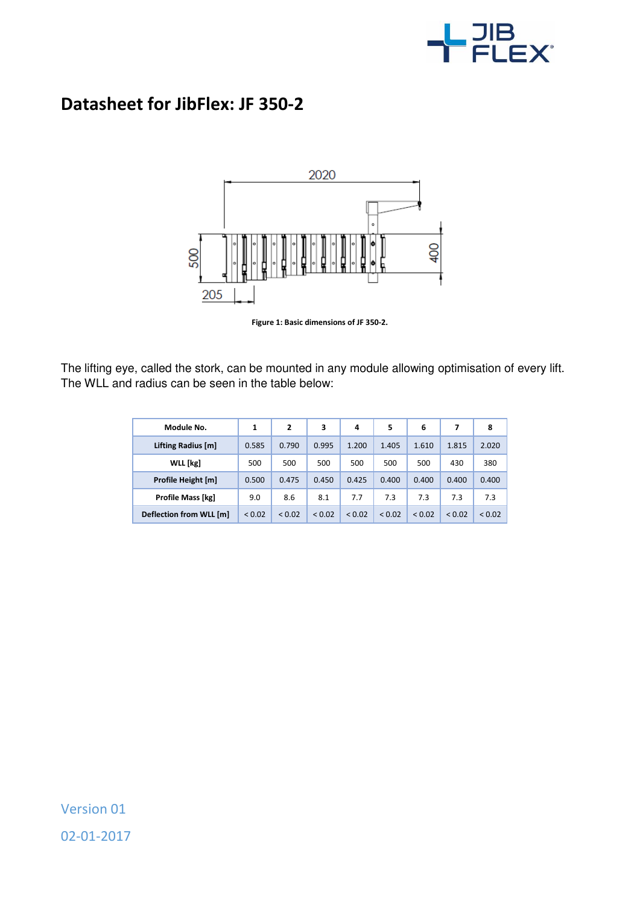# Datasheet for JibFlex: JF 350-2

Figure 1: Basic dimensions of JF 350-2.

The lifting eye, called the stork, can be mounted in any module allowing optimisation of every lift. The WLL and radius can be seen in the table below:

| Module No. | 1 | 2 | 3 | 4 | 5 | 6 | 7 | 8 |
|---|---|---|---|---|---|---|---|---|
| Lifting Radius [m] | 0.585 | 0.790 | 0.995 | 1.200 | 1.405 | 1.610 | 1.815 | 2.020 |
| WLL [kg] | 500 | 500 | 500 | 500 | 500 | 500 | 430 | 380 |
| Profile Height [m] | 0.500 | 0.475 | 0.450 | 0.425 | 0.400 | 0.400 | 0.400 | 0.400 |
| Profile Mass [kg] | 9.0 | 8.6 | 8.1 | 7.7 | 7.3 | 7.3 | 7.3 | 7.3 |
| Deflection from WLL [m] | < 0.02 | < 0.02 | < 0.02 | < 0.02 | < 0.02 | < 0.02 | < 0.02 | < 0.02 |

Version 01

02-01-2017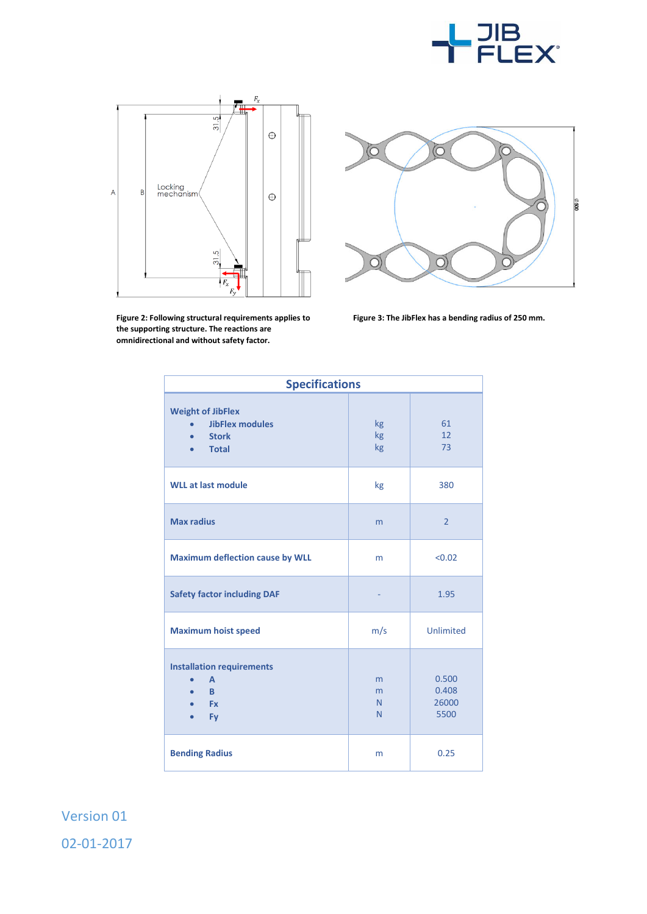Figure 2: Following structural requirements applies to the supporting structure. The reactions are omnidirectional and without safety factor.

Figure 3: The JibFlex has a bending radius of 250 mm.

| Specifications | | |
|---|---|---|
| **Weight of JibFlex**<br>• JibFlex modules<br>• Stork<br>• Total | kg<br>kg<br>kg | 61<br>12<br>73 |
| **WLL at last module** | kg | 380 |
| **Max radius** | m | 2 |
| **Maximum deflection cause by WLL** | m | <0.02 |
| **Safety factor including DAF** | - | 1.95 |
| **Maximum hoist speed** | m/s | Unlimited |
| **Installation requirements**<br>• A<br>• B<br>• Fx<br>• Fy | m<br>m<br>N<br>N | 0.500<br>0.408<br>26000<br>5500 |
| **Bending Radius** | m | 0.25 |

Version 01

02-01-2017